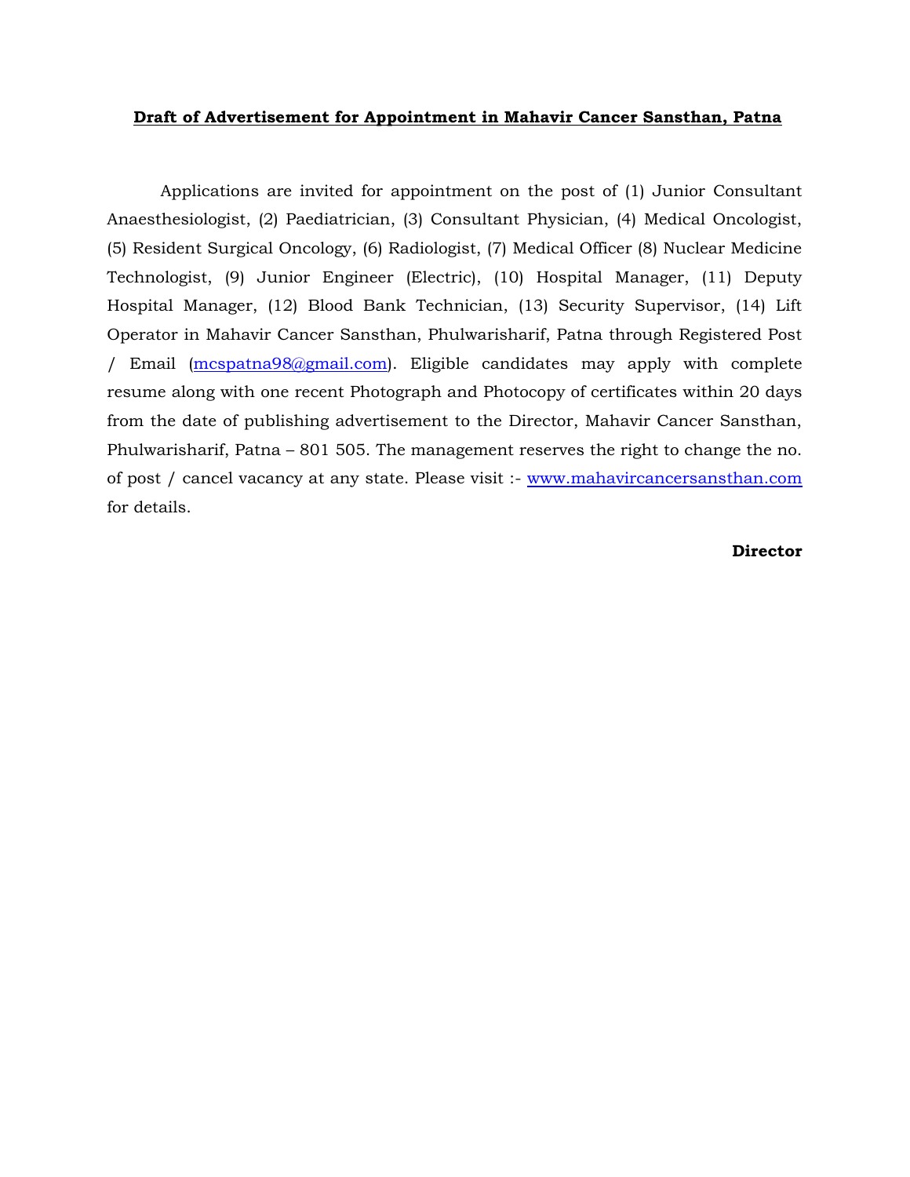**Draft of Advertisement for Appointment in Mahavir Cancer Sansthan, Patna**

Applications are invited for appointment on the post of (1) Junior Consultant Anaesthesiologist, (2) Paediatrician, (3) Consultant Physician, (4) Medical Oncologist, (5) Resident Surgical Oncology, (6) Radiologist, (7) Medical Officer (8) Nuclear Medicine Technologist, (9) Junior Engineer (Electric), (10) Hospital Manager, (11) Deputy Hospital Manager, (12) Blood Bank Technician, (13) Security Supervisor, (14) Lift Operator in Mahavir Cancer Sansthan, Phulwarisharif, Patna through Registered Post / Email (mcspatna98@gmail.com). Eligible candidates may apply with complete resume along with one recent Photograph and Photocopy of certificates within 20 days from the date of publishing advertisement to the Director, Mahavir Cancer Sansthan, Phulwarisharif, Patna – 801 505. The management reserves the right to change the no. of post / cancel vacancy at any state. Please visit :- www.mahavircancersansthan.com for details.

**Director**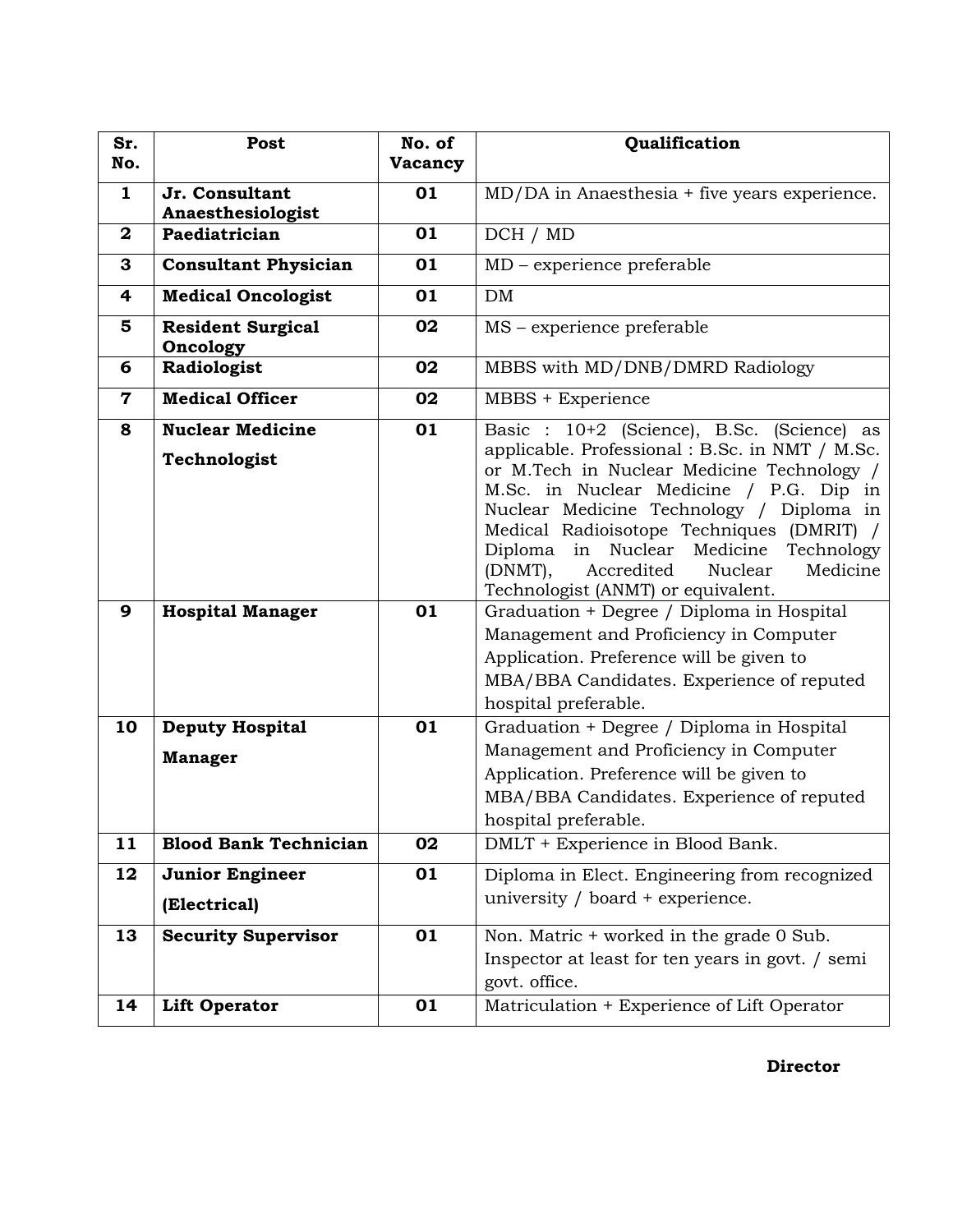| Sr. No. | Post | No. of Vacancy | Qualification |
|---|---|---|---|
| 1 | **Jr. Consultant Anaesthesiologist** | **01** | MD/DA in Anaesthesia + five years experience. |
| 2 | **Paediatrician** | **01** | DCH / MD |
| 3 | **Consultant Physician** | **01** | MD – experience preferable |
| 4 | **Medical Oncologist** | **01** | DM |
| 5 | **Resident Surgical Oncology** | **02** | MS – experience preferable |
| 6 | **Radiologist** | **02** | MBBS with MD/DNB/DMRD Radiology |
| 7 | **Medical Officer** | **02** | MBBS + Experience |
| 8 | **Nuclear Medicine Technologist** | **01** | Basic : 10+2 (Science), B.Sc. (Science) as applicable. Professional : B.Sc. in NMT / M.Sc. or M.Tech in Nuclear Medicine Technology / M.Sc. in Nuclear Medicine / P.G. Dip in Nuclear Medicine Technology / Diploma in Medical Radioisotope Techniques (DMRIT) / Diploma in Nuclear Medicine Technology (DNMT), Accredited Nuclear Medicine Technologist (ANMT) or equivalent. |
| 9 | **Hospital Manager** | **01** | Graduation + Degree / Diploma in Hospital Management and Proficiency in Computer Application. Preference will be given to MBA/BBA Candidates. Experience of reputed hospital preferable. |
| 10 | **Deputy Hospital Manager** | **01** | Graduation + Degree / Diploma in Hospital Management and Proficiency in Computer Application. Preference will be given to MBA/BBA Candidates. Experience of reputed hospital preferable. |
| 11 | **Blood Bank Technician** | **02** | DMLT + Experience in Blood Bank. |
| 12 | **Junior Engineer (Electrical)** | **01** | Diploma in Elect. Engineering from recognized university / board + experience. |
| 13 | **Security Supervisor** | **01** | Non. Matric + worked in the grade 0 Sub. Inspector at least for ten years in govt. / semi govt. office. |
| 14 | **Lift Operator** | **01** | Matriculation + Experience of Lift Operator |

**Director**